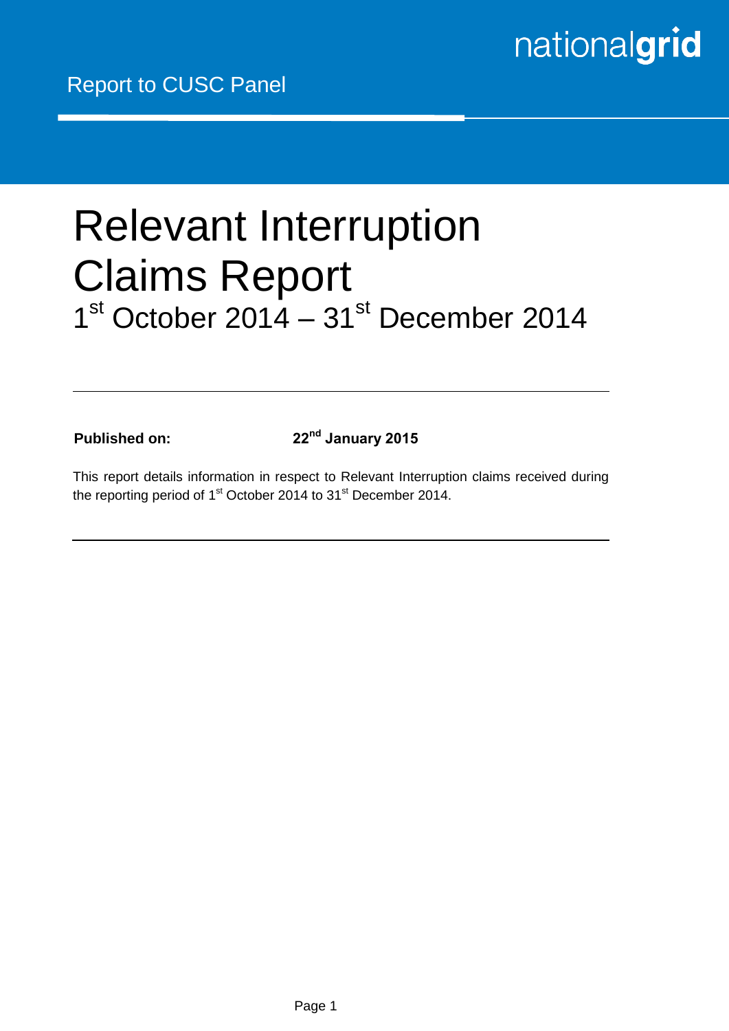Report to CUSC Panel

nationalgrid

# Relevant Interruption Claims Report

## 1st October 2014 – 31st December 2014

**Published on:** **22nd January 2015**

This report details information in respect to Relevant Interruption claims received during the reporting period of 1st October 2014 to 31st December 2014.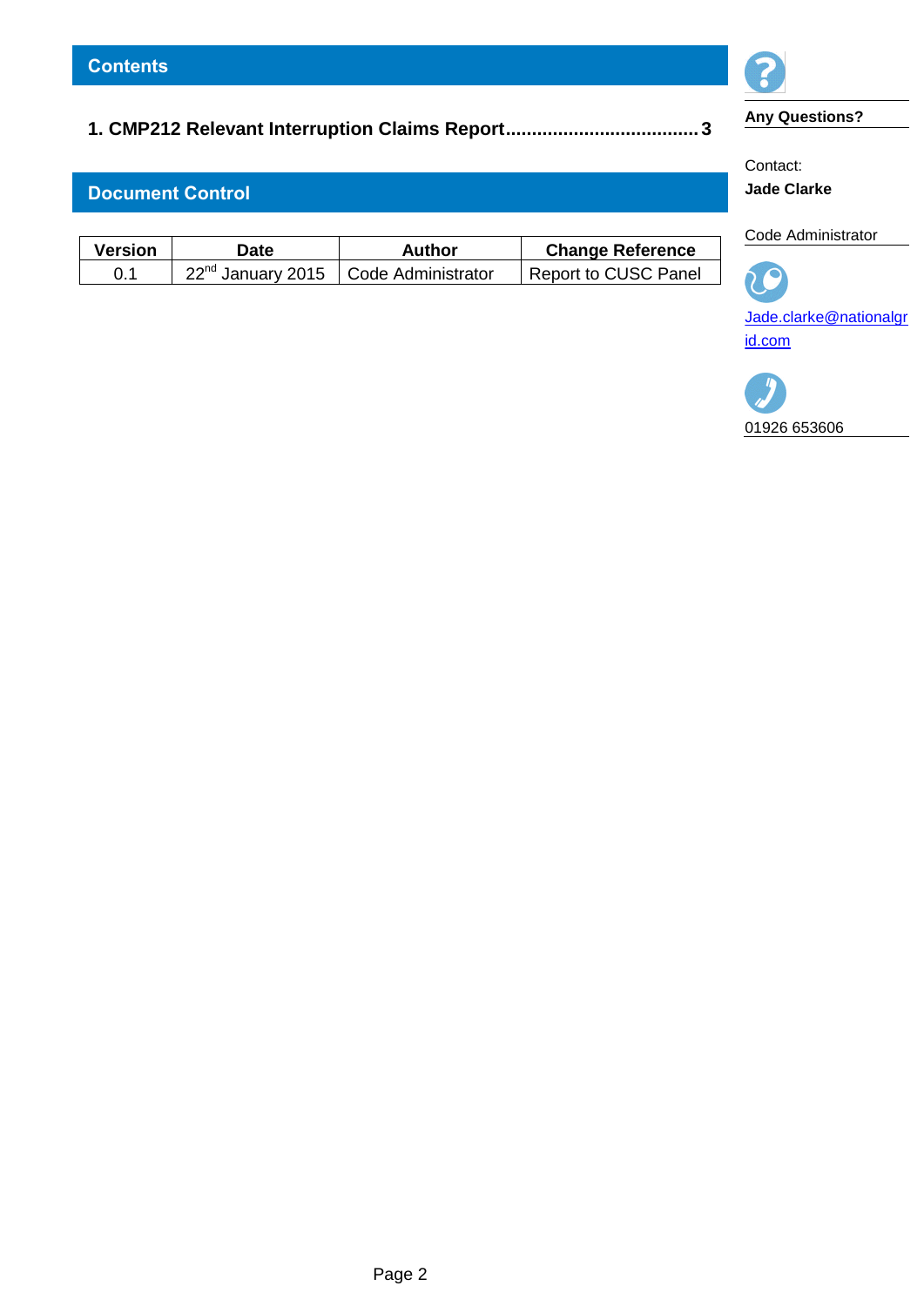## Contents

**1. CMP212 Relevant Interruption Claims Report.................................... 3**

## Document Control

| Version | Date | Author | Change Reference |
|---|---|---|---|
| 0.1 | 22nd January 2015 | Code Administrator | Report to CUSC Panel |

**Any Questions?**

Contact:
**Jade Clarke**

Code Administrator

Jade.clarke@nationalgrid.com

01926 653606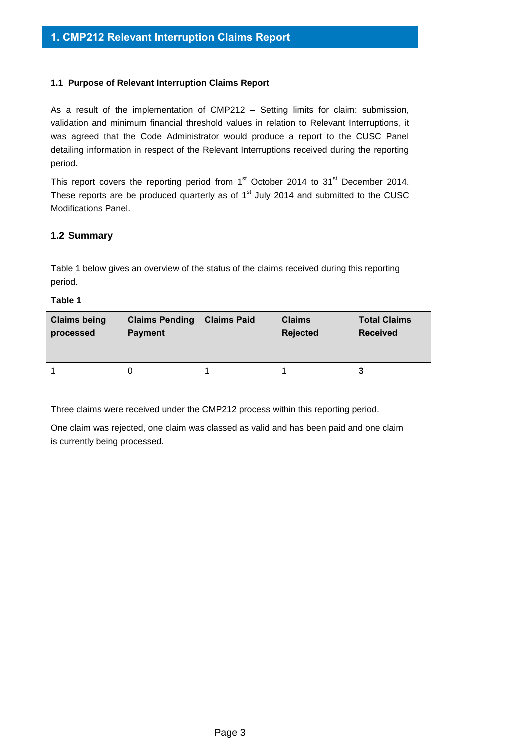# 1. CMP212 Relevant Interruption Claims Report

### 1.1 Purpose of Relevant Interruption Claims Report

As a result of the implementation of CMP212 – Setting limits for claim: submission, validation and minimum financial threshold values in relation to Relevant Interruptions, it was agreed that the Code Administrator would produce a report to the CUSC Panel detailing information in respect of the Relevant Interruptions received during the reporting period.

This report covers the reporting period from 1st October 2014 to 31st December 2014. These reports are be produced quarterly as of 1st July 2014 and submitted to the CUSC Modifications Panel.

## 1.2 Summary

Table 1 below gives an overview of the status of the claims received during this reporting period.

**Table 1**

| Claims being processed | Claims Pending Payment | Claims Paid | Claims Rejected | Total Claims Received |
|---|---|---|---|---|
| 1 | 0 | 1 | 1 | **3** |

Three claims were received under the CMP212 process within this reporting period.

One claim was rejected, one claim was classed as valid and has been paid and one claim is currently being processed.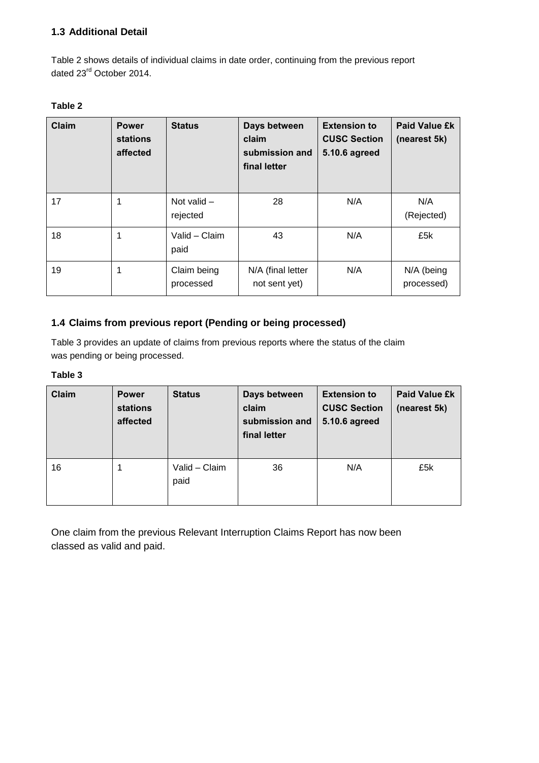### 1.3 Additional Detail

Table 2 shows details of individual claims in date order, continuing from the previous report dated 23rd October 2014.

**Table 2**

| Claim | Power stations affected | Status | Days between claim submission and final letter | Extension to CUSC Section 5.10.6 agreed | Paid Value £k (nearest 5k) |
|---|---|---|---|---|---|
| 17 | 1 | Not valid – rejected | 28 | N/A | N/A (Rejected) |
| 18 | 1 | Valid – Claim paid | 43 | N/A | £5k |
| 19 | 1 | Claim being processed | N/A (final letter not sent yet) | N/A | N/A (being processed) |

### 1.4 Claims from previous report (Pending or being processed)

Table 3 provides an update of claims from previous reports where the status of the claim was pending or being processed.

**Table 3**

| Claim | Power stations affected | Status | Days between claim submission and final letter | Extension to CUSC Section 5.10.6 agreed | Paid Value £k (nearest 5k) |
|---|---|---|---|---|---|
| 16 | 1 | Valid – Claim paid | 36 | N/A | £5k |

One claim from the previous Relevant Interruption Claims Report has now been classed as valid and paid.